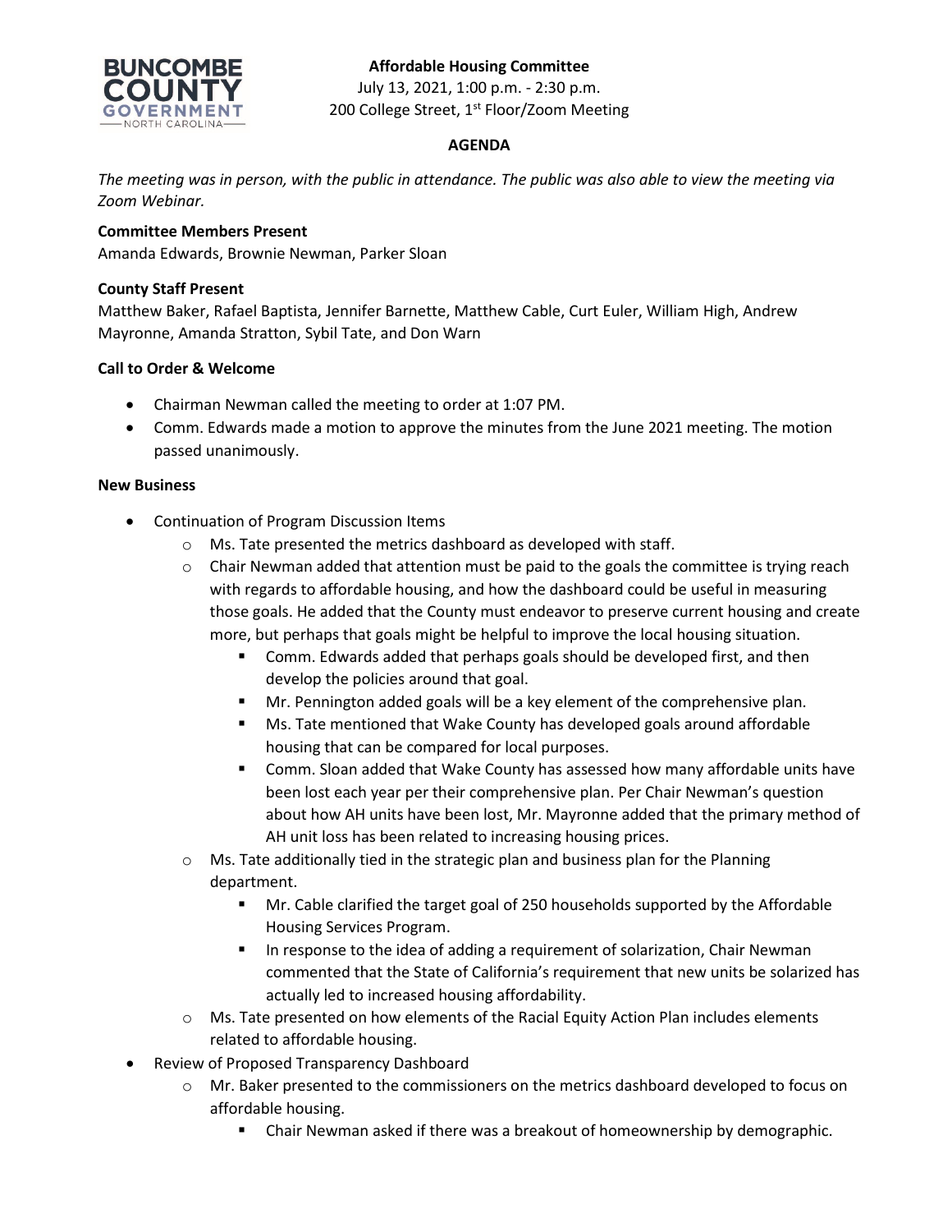**Affordable Housing Committee**

July 13, 2021, 1:00 p.m. - 2:30 p.m.

200 College Street, 1st Floor/Zoom Meeting

**AGENDA**

*The meeting was in person, with the public in attendance. The public was also able to view the meeting via Zoom Webinar.*

**Committee Members Present**

Amanda Edwards, Brownie Newman, Parker Sloan

**County Staff Present**

Matthew Baker, Rafael Baptista, Jennifer Barnette, Matthew Cable, Curt Euler, William High, Andrew Mayronne, Amanda Stratton, Sybil Tate, and Don Warn

**Call to Order & Welcome**

- Chairman Newman called the meeting to order at 1:07 PM.
- Comm. Edwards made a motion to approve the minutes from the June 2021 meeting. The motion passed unanimously.

**New Business**

- Continuation of Program Discussion Items
  - Ms. Tate presented the metrics dashboard as developed with staff.
  - Chair Newman added that attention must be paid to the goals the committee is trying reach with regards to affordable housing, and how the dashboard could be useful in measuring those goals. He added that the County must endeavor to preserve current housing and create more, but perhaps that goals might be helpful to improve the local housing situation.
    - Comm. Edwards added that perhaps goals should be developed first, and then develop the policies around that goal.
    - Mr. Pennington added goals will be a key element of the comprehensive plan.
    - Ms. Tate mentioned that Wake County has developed goals around affordable housing that can be compared for local purposes.
    - Comm. Sloan added that Wake County has assessed how many affordable units have been lost each year per their comprehensive plan. Per Chair Newman's question about how AH units have been lost, Mr. Mayronne added that the primary method of AH unit loss has been related to increasing housing prices.
  - Ms. Tate additionally tied in the strategic plan and business plan for the Planning department.
    - Mr. Cable clarified the target goal of 250 households supported by the Affordable Housing Services Program.
    - In response to the idea of adding a requirement of solarization, Chair Newman commented that the State of California's requirement that new units be solarized has actually led to increased housing affordability.
  - Ms. Tate presented on how elements of the Racial Equity Action Plan includes elements related to affordable housing.
- Review of Proposed Transparency Dashboard
  - Mr. Baker presented to the commissioners on the metrics dashboard developed to focus on affordable housing.
    - Chair Newman asked if there was a breakout of homeownership by demographic.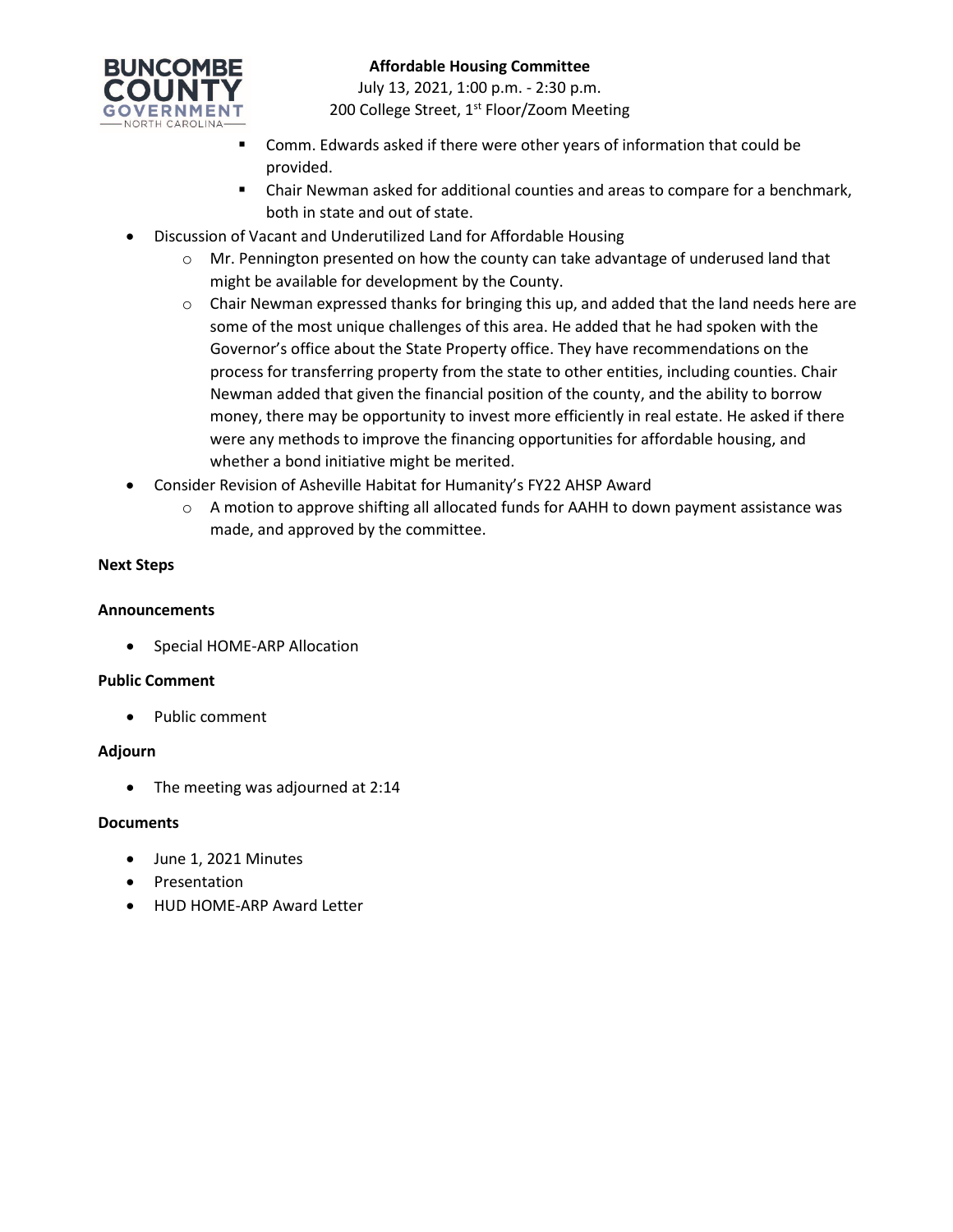- Comm. Edwards asked if there were other years of information that could be provided.
- Chair Newman asked for additional counties and areas to compare for a benchmark, both in state and out of state.

- Discussion of Vacant and Underutilized Land for Affordable Housing
  - Mr. Pennington presented on how the county can take advantage of underused land that might be available for development by the County.
  - Chair Newman expressed thanks for bringing this up, and added that the land needs here are some of the most unique challenges of this area. He added that he had spoken with the Governor's office about the State Property office. They have recommendations on the process for transferring property from the state to other entities, including counties. Chair Newman added that given the financial position of the county, and the ability to borrow money, there may be opportunity to invest more efficiently in real estate. He asked if there were any methods to improve the financing opportunities for affordable housing, and whether a bond initiative might be merited.
- Consider Revision of Asheville Habitat for Humanity's FY22 AHSP Award
  - A motion to approve shifting all allocated funds for AAHH to down payment assistance was made, and approved by the committee.

**Next Steps**

**Announcements**

- Special HOME-ARP Allocation

**Public Comment**

- Public comment

**Adjourn**

- The meeting was adjourned at 2:14

**Documents**

- June 1, 2021 Minutes
- Presentation
- HUD HOME-ARP Award Letter